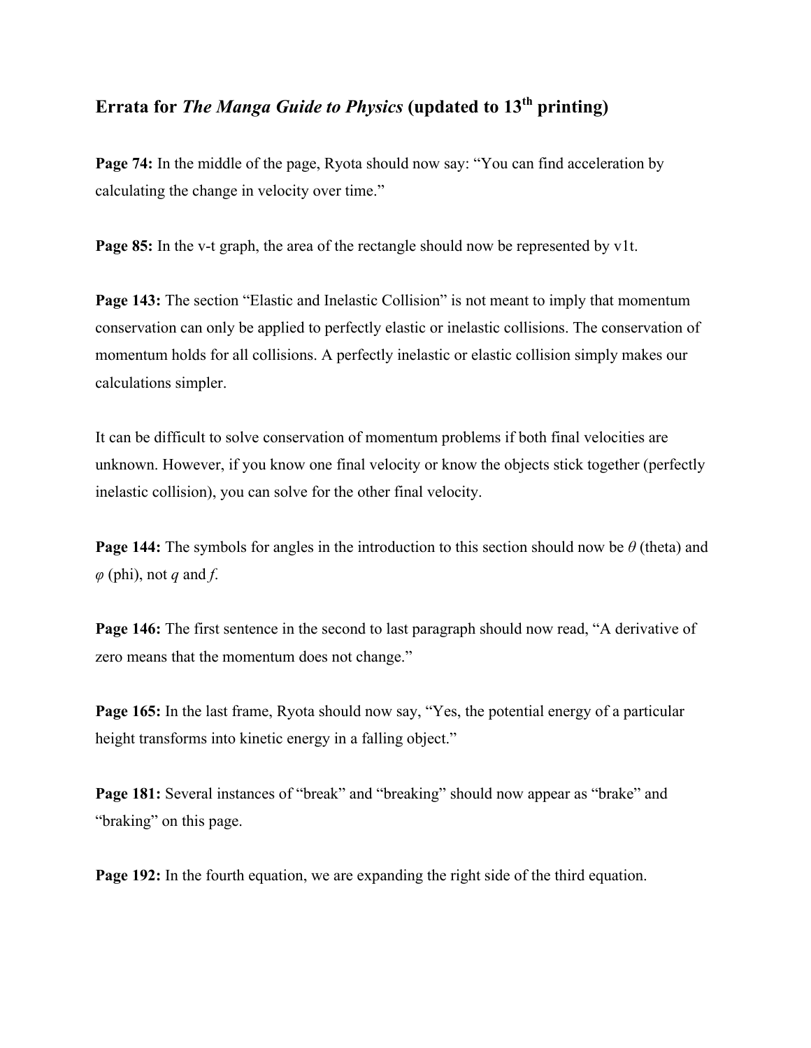# Errata for *The Manga Guide to Physics* (updated to 13th printing)

**Page 74:** In the middle of the page, Ryota should now say: "You can find acceleration by calculating the change in velocity over time."

**Page 85:** In the v-t graph, the area of the rectangle should now be represented by v1t.

**Page 143:** The section "Elastic and Inelastic Collision" is not meant to imply that momentum conservation can only be applied to perfectly elastic or inelastic collisions. The conservation of momentum holds for all collisions. A perfectly inelastic or elastic collision simply makes our calculations simpler.

It can be difficult to solve conservation of momentum problems if both final velocities are unknown. However, if you know one final velocity or know the objects stick together (perfectly inelastic collision), you can solve for the other final velocity.

**Page 144:** The symbols for angles in the introduction to this section should now be $\theta$ (theta) and $\varphi$ (phi), not *q* and *f*.

**Page 146:** The first sentence in the second to last paragraph should now read, "A derivative of zero means that the momentum does not change."

**Page 165:** In the last frame, Ryota should now say, "Yes, the potential energy of a particular height transforms into kinetic energy in a falling object."

**Page 181:** Several instances of "break" and "breaking" should now appear as "brake" and "braking" on this page.

**Page 192:** In the fourth equation, we are expanding the right side of the third equation.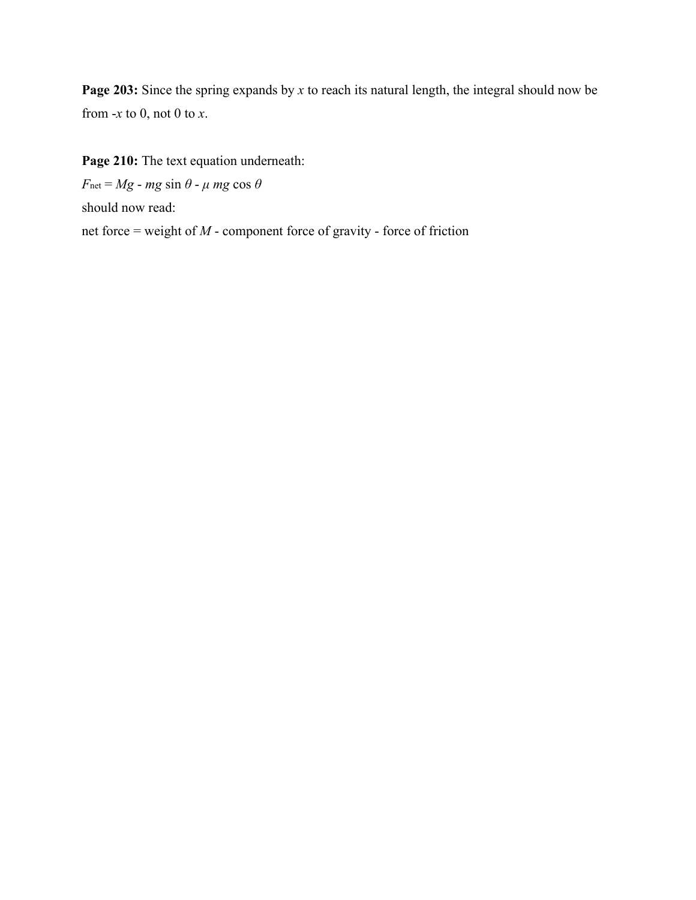**Page 203:** Since the spring expands by $x$ to reach its natural length, the integral should now be from $-x$ to 0, not 0 to $x$.

**Page 210:** The text equation underneath:

$F_{net} = Mg - mg \sin \theta - \mu mg \cos \theta$

should now read:

net force = weight of $M$ - component force of gravity - force of friction